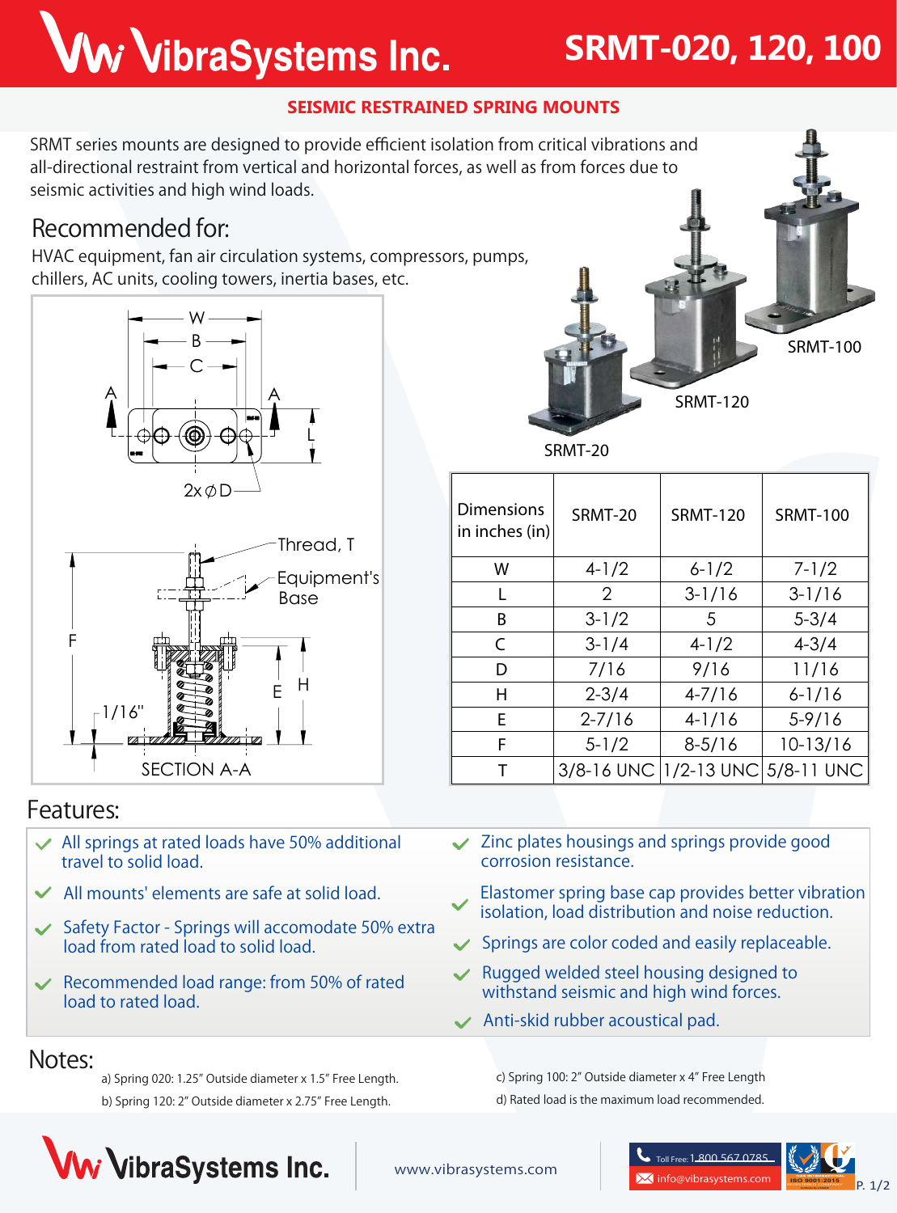# VibraSystems Inc.

## SRMT-020, 120, 100

### SEISMIC RESTRAINED SPRING MOUNTS

SRMT series mounts are designed to provide efficient isolation from critical vibrations and all-directional restraint from vertical and horizontal forces, as well as from forces due to seismic activities and high wind loads.

## Recommended for:

HVAC equipment, fan air circulation systems, compressors, pumps, chillers, AC units, cooling towers, inertia bases, etc.

W, B, C, A, L, 2x ∅D

Thread, T; Equipment's Base; F; E; H; 1/16"

SECTION A-A

SRMT-100, SRMT-120, SRMT-20

| Dimensions in inches (in) | SRMT-20 | SRMT-120 | SRMT-100 |
|---|---|---|---|
| W | 4-1/2 | 6-1/2 | 7-1/2 |
| L | 2 | 3-1/16 | 3-1/16 |
| B | 3-1/2 | 5 | 5-3/4 |
| C | 3-1/4 | 4-1/2 | 4-3/4 |
| D | 7/16 | 9/16 | 11/16 |
| H | 2-3/4 | 4-7/16 | 6-1/16 |
| E | 2-7/16 | 4-1/16 | 5-9/16 |
| F | 5-1/2 | 8-5/16 | 10-13/16 |
| T | 3/8-16 UNC | 1/2-13 UNC | 5/8-11 UNC |

## Features:

- All springs at rated loads have 50% additional travel to solid load.
- All mounts' elements are safe at solid load.
- Safety Factor - Springs will accomodate 50% extra load from rated load to solid load.
- Recommended load range: from 50% of rated load to rated load.
- Zinc plates housings and springs provide good corrosion resistance.
- Elastomer spring base cap provides better vibration isolation, load distribution and noise reduction.
- Springs are color coded and easily replaceable.
- Rugged welded steel housing designed to withstand seismic and high wind forces.
- Anti-skid rubber acoustical pad.

## Notes:

a) Spring 020: 1.25" Outside diameter x 1.5" Free Length.

b) Spring 120: 2" Outside diameter x 2.75" Free Length.

c) Spring 100: 2" Outside diameter x 4" Free Length

d) Rated load is the maximum load recommended.

VibraSystems Inc. | www.vibrasystems.com | Toll Free: 1 800 567 0785 | info@vibrasystems.com | ISO 9001:2015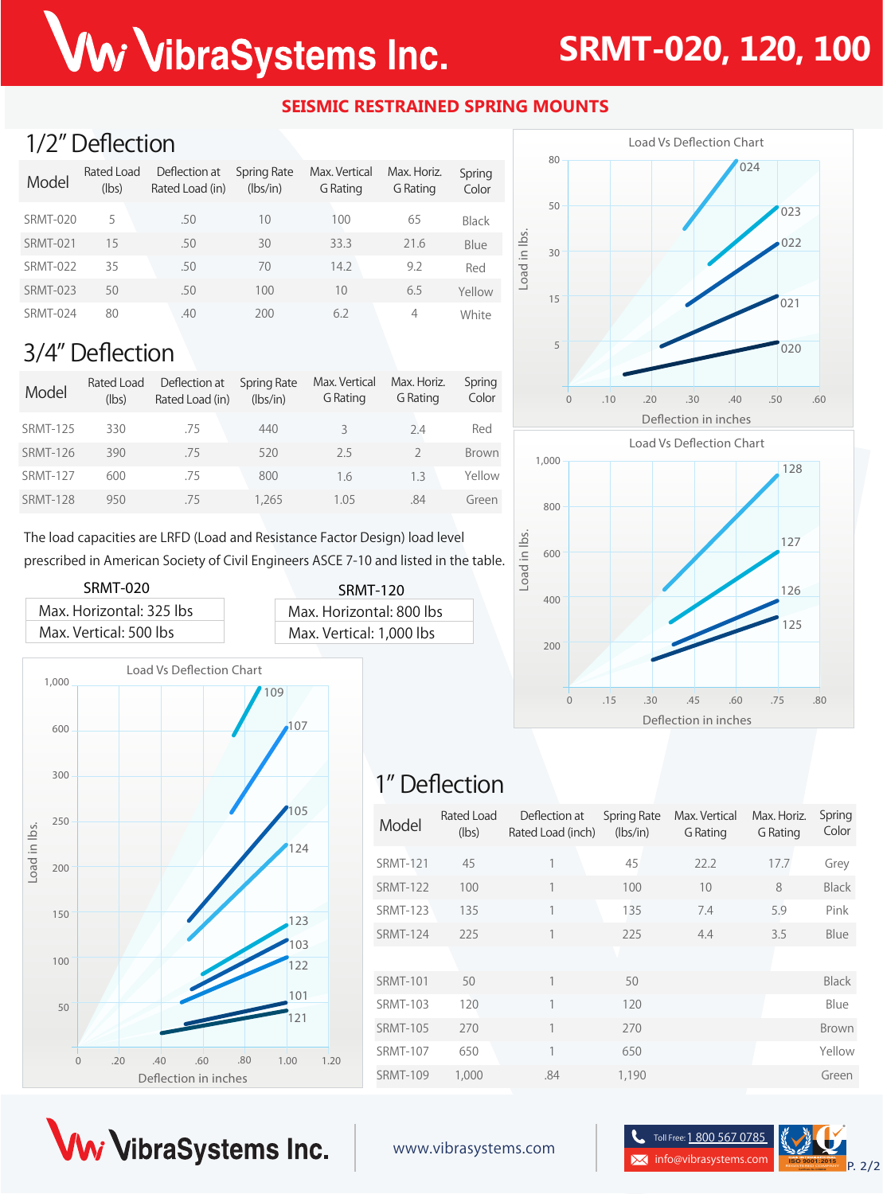# VibraSystems Inc.

# SRMT-020, 120, 100

## SEISMIC RESTRAINED SPRING MOUNTS

## 1/2" Deflection

| Model | Rated Load (lbs) | Deflection at Rated Load (in) | Spring Rate (lbs/in) | Max. Vertical G Rating | Max. Horiz. G Rating | Spring Color |
|---|---|---|---|---|---|---|
| SRMT-020 | 5 | .50 | 10 | 100 | 65 | Black |
| SRMT-021 | 15 | .50 | 30 | 33.3 | 21.6 | Blue |
| SRMT-022 | 35 | .50 | 70 | 14.2 | 9.2 | Red |
| SRMT-023 | 50 | .50 | 100 | 10 | 6.5 | Yellow |
| SRMT-024 | 80 | .40 | 200 | 6.2 | 4 | White |

Load Vs Deflection Chart

Load in lbs.: 80, 50, 30, 15, 5

Deflection in inches: 0, .10, .20, .30, .40, .50, .60

024, 023, 022, 021, 020

## 3/4" Deflection

| Model | Rated Load (lbs) | Deflection at Rated Load (in) | Spring Rate (lbs/in) | Max. Vertical G Rating | Max. Horiz. G Rating | Spring Color |
|---|---|---|---|---|---|---|
| SRMT-125 | 330 | .75 | 440 | 3 | 2.4 | Red |
| SRMT-126 | 390 | .75 | 520 | 2.5 | 2 | Brown |
| SRMT-127 | 600 | .75 | 800 | 1.6 | 1.3 | Yellow |
| SRMT-128 | 950 | .75 | 1,265 | 1.05 | .84 | Green |

Load Vs Deflection Chart

Load in lbs.: 1,000, 800, 600, 400, 200

Deflection in inches: 0, .15, .30, .45, .60, .75, .80

128, 127, 126, 125

The load capacities are LRFD (Load and Resistance Factor Design) load level prescribed in American Society of Civil Engineers ASCE 7-10 and listed in the table.

| SRMT-020 |
|---|
| Max. Horizontal: 325 lbs |
| Max. Vertical: 500 lbs |

| SRMT-120 |
|---|
| Max. Horizontal: 800 lbs |
| Max. Vertical: 1,000 lbs |

Load Vs Deflection Chart

Load in lbs.: 1,000, 600, 300, 250, 200, 150, 100, 50

Deflection in inches: 0, .20, .40, .60, .80, 1.00, 1.20

109, 107, 105, 124, 123, 103, 122, 101, 121

## 1" Deflection

| Model | Rated Load (lbs) | Deflection at Rated Load (inch) | Spring Rate (lbs/in) | Max. Vertical G Rating | Max. Horiz. G Rating | Spring Color |
|---|---|---|---|---|---|---|
| SRMT-121 | 45 | 1 | 45 | 22.2 | 17.7 | Grey |
| SRMT-122 | 100 | 1 | 100 | 10 | 8 | Black |
| SRMT-123 | 135 | 1 | 135 | 7.4 | 5.9 | Pink |
| SRMT-124 | 225 | 1 | 225 | 4.4 | 3.5 | Blue |
| | | | | | | |
| SRMT-101 | 50 | 1 | 50 | | | Black |
| SRMT-103 | 120 | 1 | 120 | | | Blue |
| SRMT-105 | 270 | 1 | 270 | | | Brown |
| SRMT-107 | 650 | 1 | 650 | | | Yellow |
| SRMT-109 | 1,000 | .84 | 1,190 | | | Green |

VibraSystems Inc.

www.vibrasystems.com

Toll Free: 1 800 567 0785

info@vibrasystems.com

ISO 9001:2015